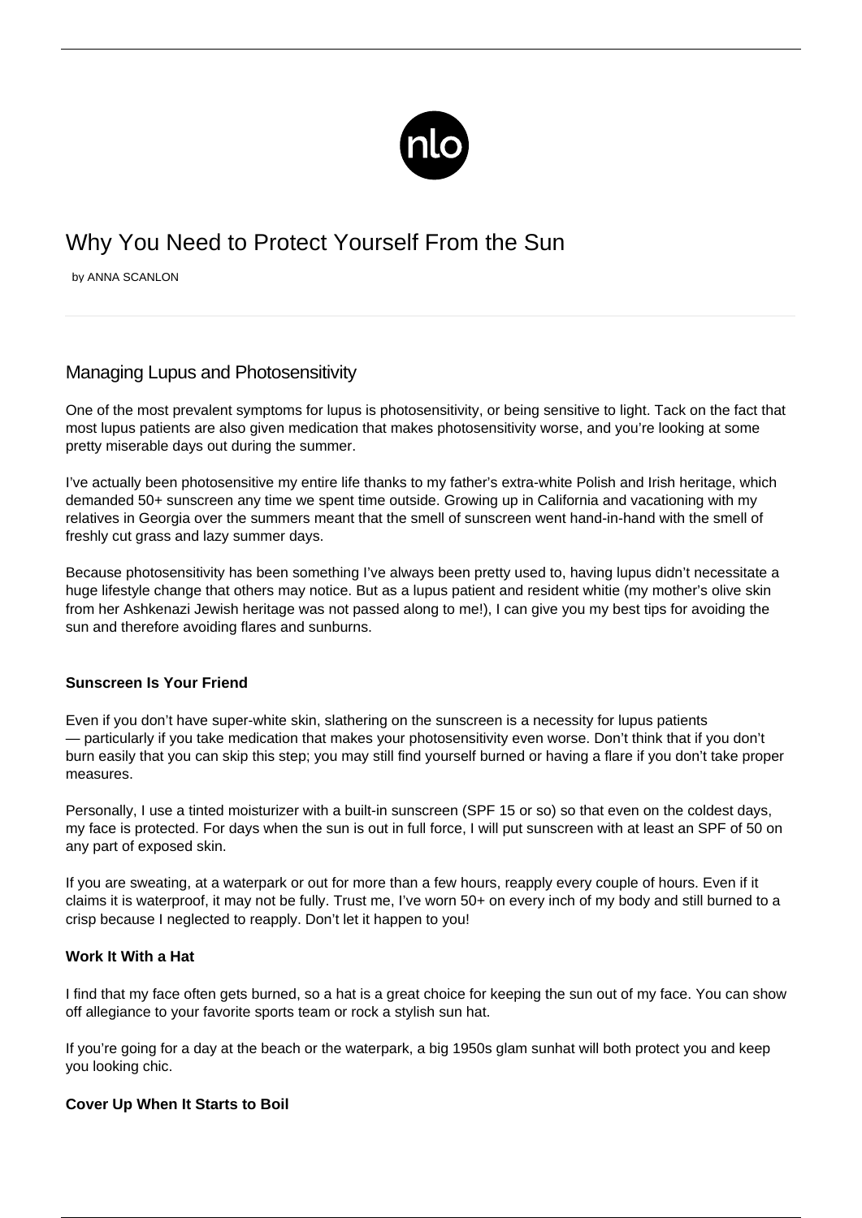# Why You Need to Protect Yourself From the Sun

by ANNA SCANLON

## Managing Lupus and Photosensitivity

One of the most prevalent symptoms for lupus is photosensitivity, or being sensitive to light. Tack on the fact that most lupus patients are also given medication that makes photosensitivity worse, and you're looking at some pretty miserable days out during the summer.

I've actually been photosensitive my entire life thanks to my father's extra-white Polish and Irish heritage, which demanded 50+ sunscreen any time we spent time outside. Growing up in California and vacationing with my relatives in Georgia over the summers meant that the smell of sunscreen went hand-in-hand with the smell of freshly cut grass and lazy summer days.

Because photosensitivity has been something I've always been pretty used to, having lupus didn't necessitate a huge lifestyle change that others may notice. But as a lupus patient and resident whitie (my mother's olive skin from her Ashkenazi Jewish heritage was not passed along to me!), I can give you my best tips for avoiding the sun and therefore avoiding flares and sunburns.

#### Sunscreen Is Your Friend

Even if you don't have super-white skin, slathering on the sunscreen is a necessity for lupus patients — particularly if you take medication that makes your photosensitivity even worse. Don't think that if you don't burn easily that you can skip this step; you may still find yourself burned or having a flare if you don't take proper measures.

Personally, I use a tinted moisturizer with a built-in sunscreen (SPF 15 or so) so that even on the coldest days, my face is protected. For days when the sun is out in full force, I will put sunscreen with at least an SPF of 50 on any part of exposed skin.

If you are sweating, at a waterpark or out for more than a few hours, reapply every couple of hours. Even if it claims it is waterproof, it may not be fully. Trust me, I've worn 50+ on every inch of my body and still burned to a crisp because I neglected to reapply. Don't let it happen to you!

#### Work It With a Hat

I find that my face often gets burned, so a hat is a great choice for keeping the sun out of my face. You can show off allegiance to your favorite sports team or rock a stylish sun hat.

If you're going for a day at the beach or the waterpark, a big 1950s glam sunhat will both protect you and keep you looking chic.

#### Cover Up When It Starts to Boil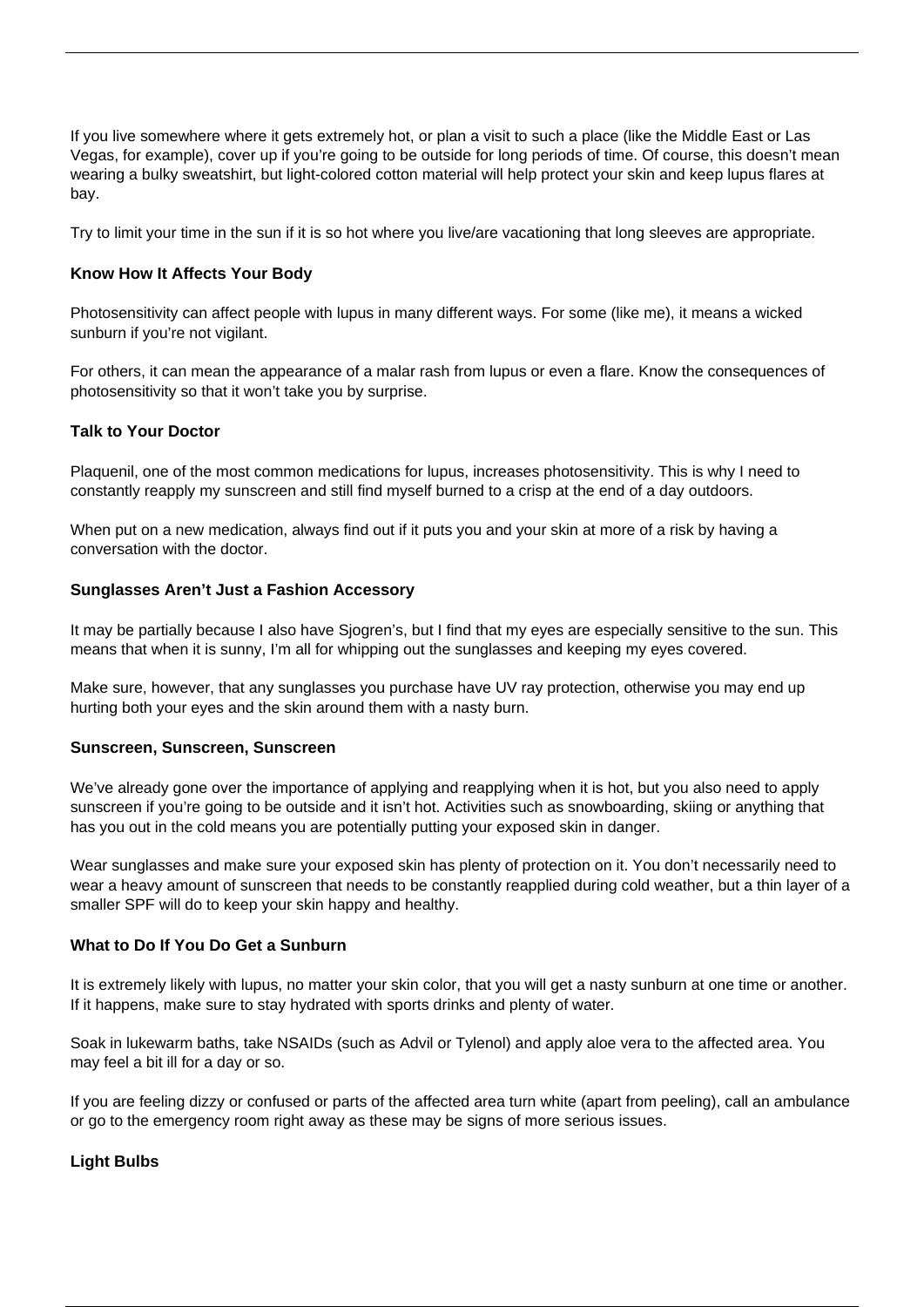If you live somewhere where it gets extremely hot, or plan a visit to such a place (like the Middle East or Las Vegas, for example), cover up if you're going to be outside for long periods of time. Of course, this doesn't mean wearing a bulky sweatshirt, but light-colored cotton material will help protect your skin and keep lupus flares at bay.

Try to limit your time in the sun if it is so hot where you live/are vacationing that long sleeves are appropriate.

**Know How It Affects Your Body**

Photosensitivity can affect people with lupus in many different ways. For some (like me), it means a wicked sunburn if you're not vigilant.

For others, it can mean the appearance of a malar rash from lupus or even a flare. Know the consequences of photosensitivity so that it won't take you by surprise.

**Talk to Your Doctor**

Plaquenil, one of the most common medications for lupus, increases photosensitivity. This is why I need to constantly reapply my sunscreen and still find myself burned to a crisp at the end of a day outdoors.

When put on a new medication, always find out if it puts you and your skin at more of a risk by having a conversation with the doctor.

**Sunglasses Aren't Just a Fashion Accessory**

It may be partially because I also have Sjogren's, but I find that my eyes are especially sensitive to the sun. This means that when it is sunny, I'm all for whipping out the sunglasses and keeping my eyes covered.

Make sure, however, that any sunglasses you purchase have UV ray protection, otherwise you may end up hurting both your eyes and the skin around them with a nasty burn.

**Sunscreen, Sunscreen, Sunscreen**

We've already gone over the importance of applying and reapplying when it is hot, but you also need to apply sunscreen if you're going to be outside and it isn't hot. Activities such as snowboarding, skiing or anything that has you out in the cold means you are potentially putting your exposed skin in danger.

Wear sunglasses and make sure your exposed skin has plenty of protection on it. You don't necessarily need to wear a heavy amount of sunscreen that needs to be constantly reapplied during cold weather, but a thin layer of a smaller SPF will do to keep your skin happy and healthy.

**What to Do If You Do Get a Sunburn**

It is extremely likely with lupus, no matter your skin color, that you will get a nasty sunburn at one time or another. If it happens, make sure to stay hydrated with sports drinks and plenty of water.

Soak in lukewarm baths, take NSAIDs (such as Advil or Tylenol) and apply aloe vera to the affected area. You may feel a bit ill for a day or so.

If you are feeling dizzy or confused or parts of the affected area turn white (apart from peeling), call an ambulance or go to the emergency room right away as these may be signs of more serious issues.

**Light Bulbs**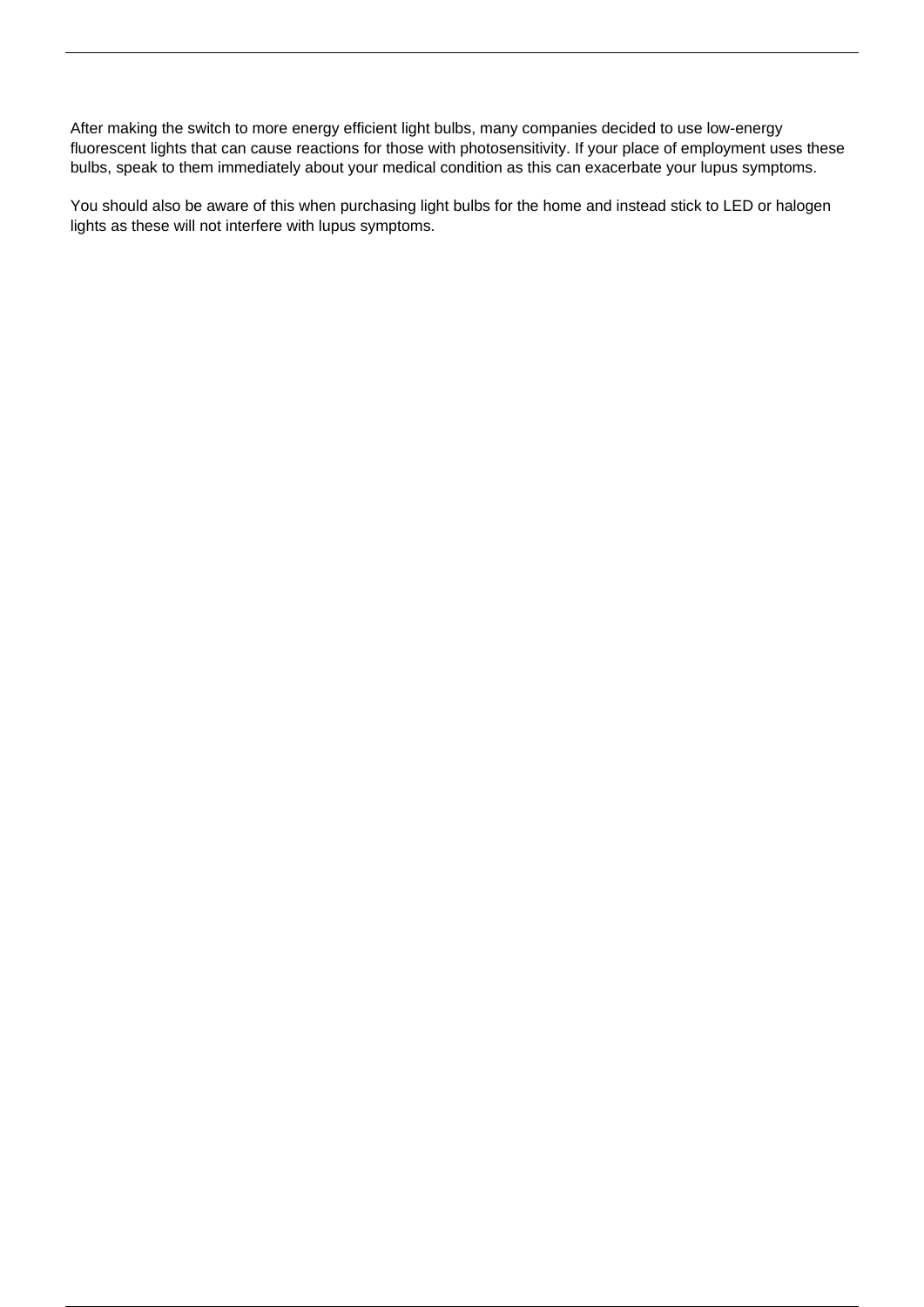After making the switch to more energy efficient light bulbs, many companies decided to use low-energy fluorescent lights that can cause reactions for those with photosensitivity. If your place of employment uses these bulbs, speak to them immediately about your medical condition as this can exacerbate your lupus symptoms.

You should also be aware of this when purchasing light bulbs for the home and instead stick to LED or halogen lights as these will not interfere with lupus symptoms.